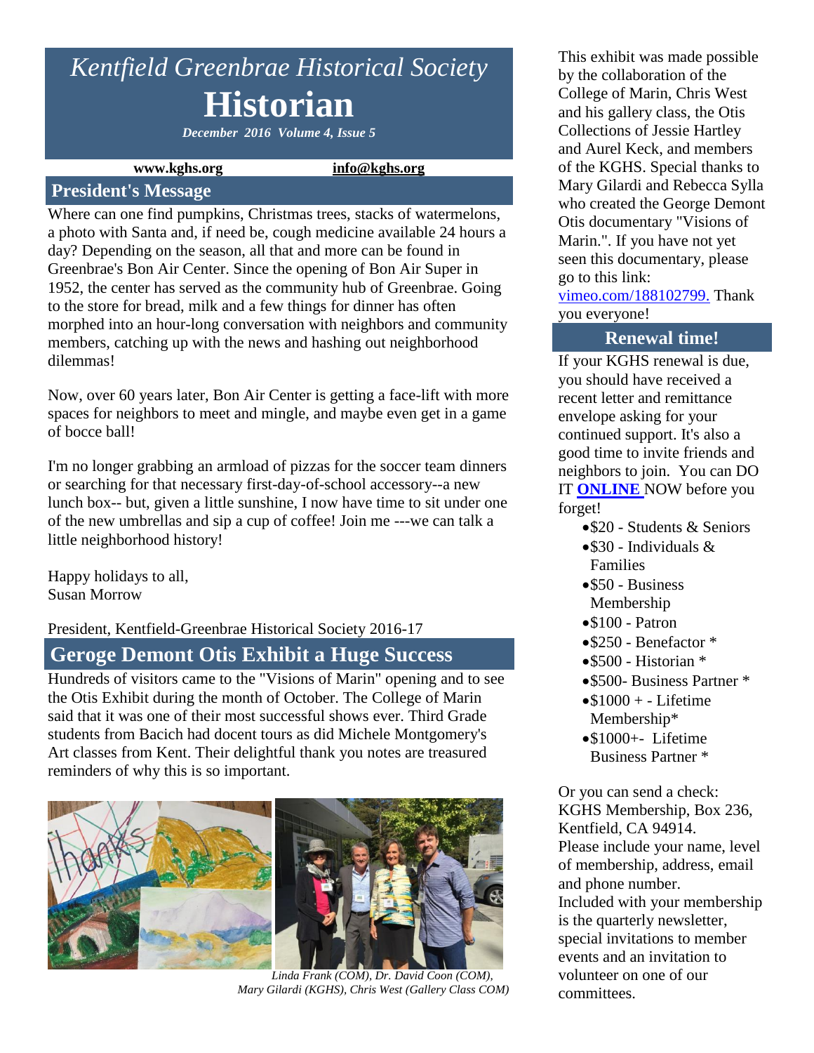# *Kentfield Greenbrae Historical Society*

# Historian

***December 2016 Volume 4, Issue 5***

**www.kghs.org** **info@kghs.org**

## President's Message

Where can one find pumpkins, Christmas trees, stacks of watermelons, a photo with Santa and, if need be, cough medicine available 24 hours a day? Depending on the season, all that and more can be found in Greenbrae's Bon Air Center. Since the opening of Bon Air Super in 1952, the center has served as the community hub of Greenbrae. Going to the store for bread, milk and a few things for dinner has often morphed into an hour-long conversation with neighbors and community members, catching up with the news and hashing out neighborhood dilemmas!

Now, over 60 years later, Bon Air Center is getting a face-lift with more spaces for neighbors to meet and mingle, and maybe even get in a game of bocce ball!

I'm no longer grabbing an armload of pizzas for the soccer team dinners or searching for that necessary first-day-of-school accessory--a new lunch box-- but, given a little sunshine, I now have time to sit under one of the new umbrellas and sip a cup of coffee! Join me ---we can talk a little neighborhood history!

Happy holidays to all,
Susan Morrow

President, Kentfield-Greenbrae Historical Society 2016-17

## Geroge Demont Otis Exhibit a Huge Success

Hundreds of visitors came to the "Visions of Marin" opening and to see the Otis Exhibit during the month of October. The College of Marin said that it was one of their most successful shows ever. Third Grade students from Bacich had docent tours as did Michele Montgomery's Art classes from Kent. Their delightful thank you notes are treasured reminders of why this is so important.

*Linda Frank (COM), Dr. David Coon (COM), Mary Gilardi (KGHS), Chris West (Gallery Class COM)*

This exhibit was made possible by the collaboration of the College of Marin, Chris West and his gallery class, the Otis Collections of Jessie Hartley and Aurel Keck, and members of the KGHS. Special thanks to Mary Gilardi and Rebecca Sylla who created the George Demont Otis documentary "Visions of Marin.". If you have not yet seen this documentary, please go to this link: vimeo.com/188102799. Thank you everyone!

## Renewal time!

If your KGHS renewal is due, you should have received a recent letter and remittance envelope asking for your continued support. It's also a good time to invite friends and neighbors to join. You can DO IT **ONLINE** NOW before you forget!

- $20 - Students & Seniors
- $30 - Individuals & Families
- $50 - Business Membership
- $100 - Patron
- $250 - Benefactor *
- $500 - Historian *
- $500- Business Partner *
- $1000 + - Lifetime Membership*
- $1000+- Lifetime Business Partner *

Or you can send a check: KGHS Membership, Box 236, Kentfield, CA 94914.
Please include your name, level of membership, address, email and phone number.
Included with your membership is the quarterly newsletter, special invitations to member events and an invitation to volunteer on one of our committees.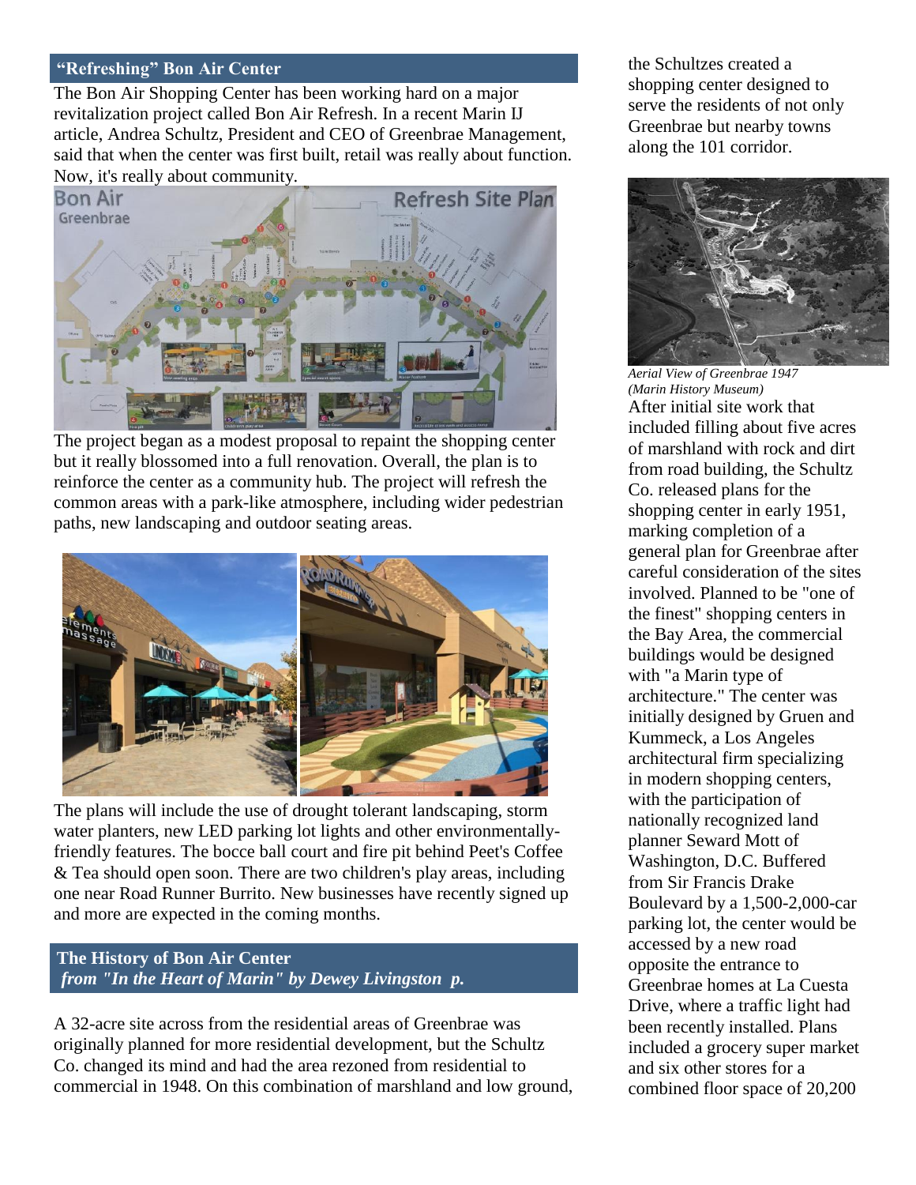## "Refreshing" Bon Air Center

The Bon Air Shopping Center has been working hard on a major revitalization project called Bon Air Refresh. In a recent Marin IJ article, Andrea Schultz, President and CEO of Greenbrae Management, said that when the center was first built, retail was really about function. Now, it's really about community.

The project began as a modest proposal to repaint the shopping center but it really blossomed into a full renovation. Overall, the plan is to reinforce the center as a community hub. The project will refresh the common areas with a park-like atmosphere, including wider pedestrian paths, new landscaping and outdoor seating areas.

The plans will include the use of drought tolerant landscaping, storm water planters, new LED parking lot lights and other environmentally-friendly features. The bocce ball court and fire pit behind Peet's Coffee & Tea should open soon. There are two children's play areas, including one near Road Runner Burrito. New businesses have recently signed up and more are expected in the coming months.

## The History of Bon Air Center
### *from "In the Heart of Marin" by Dewey Livingston p.*

A 32-acre site across from the residential areas of Greenbrae was originally planned for more residential development, but the Schultz Co. changed its mind and had the area rezoned from residential to commercial in 1948. On this combination of marshland and low ground, the Schultzes created a shopping center designed to serve the residents of not only Greenbrae but nearby towns along the 101 corridor.

*Aerial View of Greenbrae 1947 (Marin History Museum)*

After initial site work that included filling about five acres of marshland with rock and dirt from road building, the Schultz Co. released plans for the shopping center in early 1951, marking completion of a general plan for Greenbrae after careful consideration of the sites involved. Planned to be "one of the finest" shopping centers in the Bay Area, the commercial buildings would be designed with "a Marin type of architecture." The center was initially designed by Gruen and Kummeck, a Los Angeles architectural firm specializing in modern shopping centers, with the participation of nationally recognized land planner Seward Mott of Washington, D.C. Buffered from Sir Francis Drake Boulevard by a 1,500-2,000-car parking lot, the center would be accessed by a new road opposite the entrance to Greenbrae homes at La Cuesta Drive, where a traffic light had been recently installed. Plans included a grocery super market and six other stores for a combined floor space of 20,200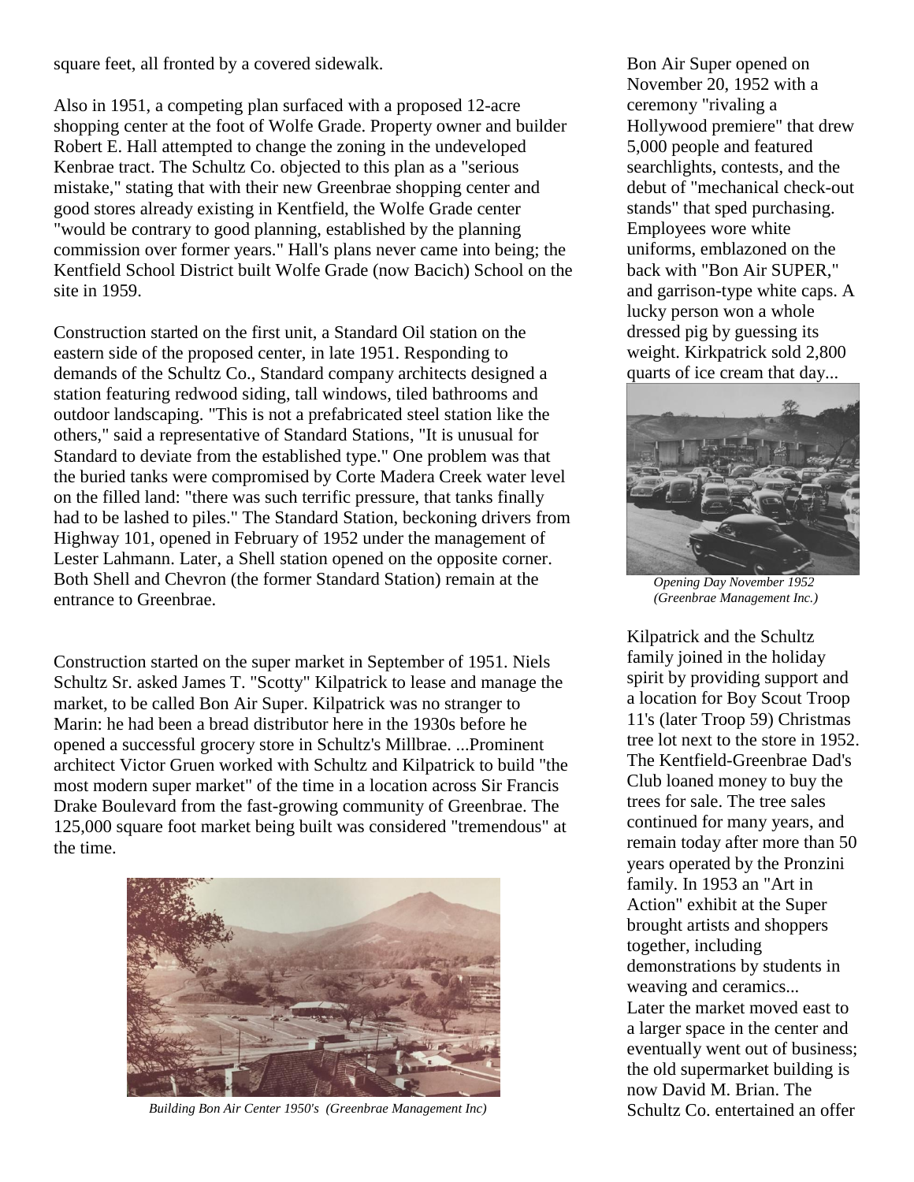square feet, all fronted by a covered sidewalk.

Also in 1951, a competing plan surfaced with a proposed 12-acre shopping center at the foot of Wolfe Grade. Property owner and builder Robert E. Hall attempted to change the zoning in the undeveloped Kenbrae tract. The Schultz Co. objected to this plan as a "serious mistake," stating that with their new Greenbrae shopping center and good stores already existing in Kentfield, the Wolfe Grade center "would be contrary to good planning, established by the planning commission over former years." Hall's plans never came into being; the Kentfield School District built Wolfe Grade (now Bacich) School on the site in 1959.

Construction started on the first unit, a Standard Oil station on the eastern side of the proposed center, in late 1951. Responding to demands of the Schultz Co., Standard company architects designed a station featuring redwood siding, tall windows, tiled bathrooms and outdoor landscaping. "This is not a prefabricated steel station like the others," said a representative of Standard Stations, "It is unusual for Standard to deviate from the established type." One problem was that the buried tanks were compromised by Corte Madera Creek water level on the filled land: "there was such terrific pressure, that tanks finally had to be lashed to piles." The Standard Station, beckoning drivers from Highway 101, opened in February of 1952 under the management of Lester Lahmann. Later, a Shell station opened on the opposite corner. Both Shell and Chevron (the former Standard Station) remain at the entrance to Greenbrae.

Construction started on the super market in September of 1951. Niels Schultz Sr. asked James T. "Scotty" Kilpatrick to lease and manage the market, to be called Bon Air Super. Kilpatrick was no stranger to Marin: he had been a bread distributor here in the 1930s before he opened a successful grocery store in Schultz's Millbrae. ...Prominent architect Victor Gruen worked with Schultz and Kilpatrick to build "the most modern super market" of the time in a location across Sir Francis Drake Boulevard from the fast-growing community of Greenbrae. The 125,000 square foot market being built was considered "tremendous" at the time.

*Building Bon Air Center 1950's (Greenbrae Management Inc)*

Bon Air Super opened on November 20, 1952 with a ceremony "rivaling a Hollywood premiere" that drew 5,000 people and featured searchlights, contests, and the debut of "mechanical check-out stands" that sped purchasing. Employees wore white uniforms, emblazoned on the back with "Bon Air SUPER," and garrison-type white caps. A lucky person won a whole dressed pig by guessing its weight. Kirkpatrick sold 2,800 quarts of ice cream that day...

*Opening Day November 1952 (Greenbrae Management Inc.)*

Kilpatrick and the Schultz family joined in the holiday spirit by providing support and a location for Boy Scout Troop 11's (later Troop 59) Christmas tree lot next to the store in 1952. The Kentfield-Greenbrae Dad's Club loaned money to buy the trees for sale. The tree sales continued for many years, and remain today after more than 50 years operated by the Pronzini family. In 1953 an "Art in Action" exhibit at the Super brought artists and shoppers together, including demonstrations by students in weaving and ceramics... Later the market moved east to a larger space in the center and eventually went out of business; the old supermarket building is now David M. Brian. The Schultz Co. entertained an offer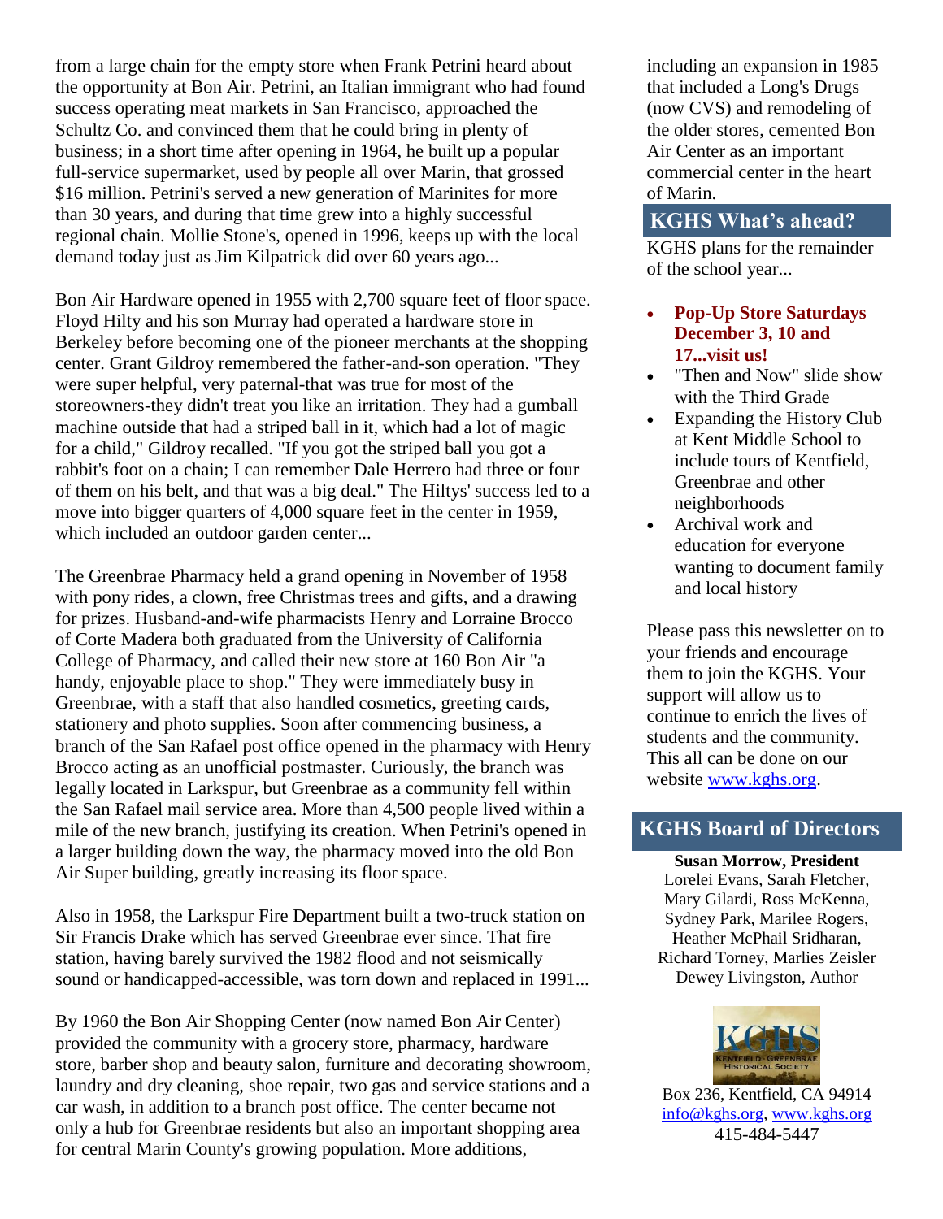from a large chain for the empty store when Frank Petrini heard about the opportunity at Bon Air. Petrini, an Italian immigrant who had found success operating meat markets in San Francisco, approached the Schultz Co. and convinced them that he could bring in plenty of business; in a short time after opening in 1964, he built up a popular full-service supermarket, used by people all over Marin, that grossed $16 million. Petrini's served a new generation of Marinites for more than 30 years, and during that time grew into a highly successful regional chain. Mollie Stone's, opened in 1996, keeps up with the local demand today just as Jim Kilpatrick did over 60 years ago...

Bon Air Hardware opened in 1955 with 2,700 square feet of floor space. Floyd Hilty and his son Murray had operated a hardware store in Berkeley before becoming one of the pioneer merchants at the shopping center. Grant Gildroy remembered the father-and-son operation. "They were super helpful, very paternal-that was true for most of the storeowners-they didn't treat you like an irritation. They had a gumball machine outside that had a striped ball in it, which had a lot of magic for a child," Gildroy recalled. "If you got the striped ball you got a rabbit's foot on a chain; I can remember Dale Herrero had three or four of them on his belt, and that was a big deal." The Hiltys' success led to a move into bigger quarters of 4,000 square feet in the center in 1959, which included an outdoor garden center...

The Greenbrae Pharmacy held a grand opening in November of 1958 with pony rides, a clown, free Christmas trees and gifts, and a drawing for prizes. Husband-and-wife pharmacists Henry and Lorraine Brocco of Corte Madera both graduated from the University of California College of Pharmacy, and called their new store at 160 Bon Air "a handy, enjoyable place to shop." They were immediately busy in Greenbrae, with a staff that also handled cosmetics, greeting cards, stationery and photo supplies. Soon after commencing business, a branch of the San Rafael post office opened in the pharmacy with Henry Brocco acting as an unofficial postmaster. Curiously, the branch was legally located in Larkspur, but Greenbrae as a community fell within the San Rafael mail service area. More than 4,500 people lived within a mile of the new branch, justifying its creation. When Petrini's opened in a larger building down the way, the pharmacy moved into the old Bon Air Super building, greatly increasing its floor space.

Also in 1958, the Larkspur Fire Department built a two-truck station on Sir Francis Drake which has served Greenbrae ever since. That fire station, having barely survived the 1982 flood and not seismically sound or handicapped-accessible, was torn down and replaced in 1991...

By 1960 the Bon Air Shopping Center (now named Bon Air Center) provided the community with a grocery store, pharmacy, hardware store, barber shop and beauty salon, furniture and decorating showroom, laundry and dry cleaning, shoe repair, two gas and service stations and a car wash, in addition to a branch post office. The center became not only a hub for Greenbrae residents but also an important shopping area for central Marin County's growing population. More additions, including an expansion in 1985 that included a Long's Drugs (now CVS) and remodeling of the older stores, cemented Bon Air Center as an important commercial center in the heart of Marin.

## KGHS What's ahead?

KGHS plans for the remainder of the school year...

- **Pop-Up Store Saturdays December 3, 10 and 17...visit us!**
- "Then and Now" slide show with the Third Grade
- Expanding the History Club at Kent Middle School to include tours of Kentfield, Greenbrae and other neighborhoods
- Archival work and education for everyone wanting to document family and local history

Please pass this newsletter on to your friends and encourage them to join the KGHS. Your support will allow us to continue to enrich the lives of students and the community. This all can be done on our website www.kghs.org.

## KGHS Board of Directors

**Susan Morrow, President**
Lorelei Evans, Sarah Fletcher, Mary Gilardi, Ross McKenna, Sydney Park, Marilee Rogers, Heather McPhail Sridharan, Richard Torney, Marlies Zeisler
Dewey Livingston, Author

KGHS
Kentfield · Greenbrae Historical Society

Box 236, Kentfield, CA 94914
info@kghs.org, www.kghs.org
415-484-5447